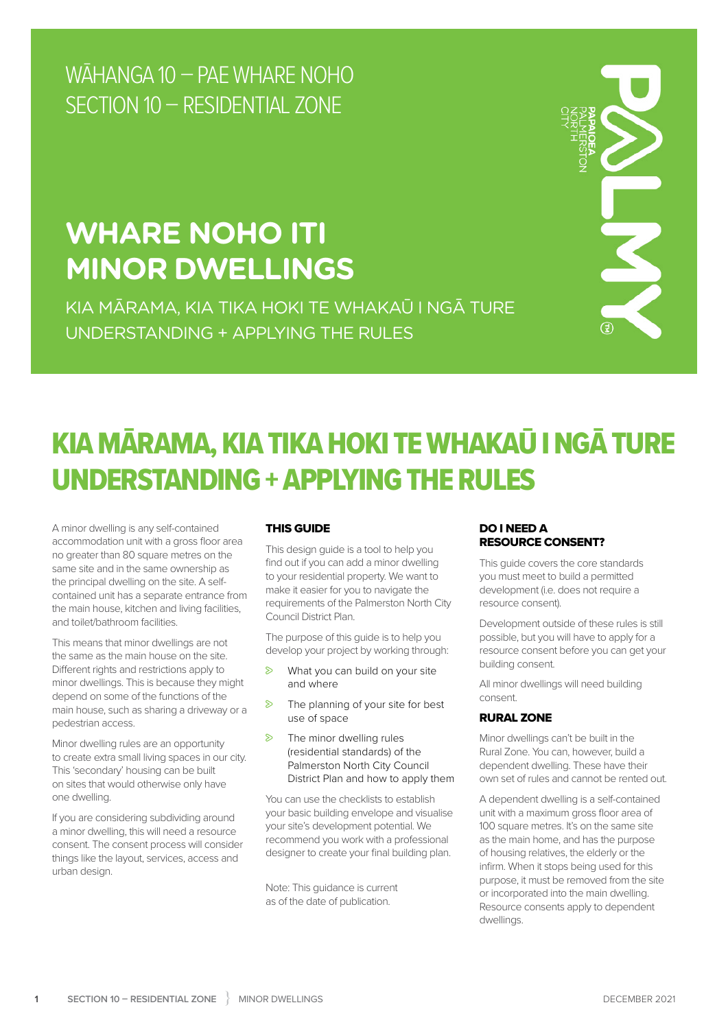WĀHANGA 10 – PAE WHARE NOHO
SECTION 10 – RESIDENTIAL ZONE

# WHARE NOHO ITI
# MINOR DWELLINGS

KIA MĀRAMA, KIA TIKA HOKI TE WHAKAŪ I NGĀ TURE
UNDERSTANDING + APPLYING THE RULES

PAPAIOEA PALMERSTON NORTH CITY

PALMY

## KIA MĀRAMA, KIA TIKA HOKI TE WHAKAŪ I NGĀ TURE UNDERSTANDING + APPLYING THE RULES

A minor dwelling is any self-contained accommodation unit with a gross floor area no greater than 80 square metres on the same site and in the same ownership as the principal dwelling on the site. A self-contained unit has a separate entrance from the main house, kitchen and living facilities, and toilet/bathroom facilities.

This means that minor dwellings are not the same as the main house on the site. Different rights and restrictions apply to minor dwellings. This is because they might depend on some of the functions of the main house, such as sharing a driveway or a pedestrian access.

Minor dwelling rules are an opportunity to create extra small living spaces in our city. This 'secondary' housing can be built on sites that would otherwise only have one dwelling.

If you are considering subdividing around a minor dwelling, this will need a resource consent. The consent process will consider things like the layout, services, access and urban design.

### THIS GUIDE

This design guide is a tool to help you find out if you can add a minor dwelling to your residential property. We want to make it easier for you to navigate the requirements of the Palmerston North City Council District Plan.

The purpose of this guide is to help you develop your project by working through:

- What you can build on your site and where
- The planning of your site for best use of space
- The minor dwelling rules (residential standards) of the Palmerston North City Council District Plan and how to apply them

You can use the checklists to establish your basic building envelope and visualise your site's development potential. We recommend you work with a professional designer to create your final building plan.

Note: This guidance is current as of the date of publication.

### DO I NEED A RESOURCE CONSENT?

This guide covers the core standards you must meet to build a permitted development (i.e. does not require a resource consent).

Development outside of these rules is still possible, but you will have to apply for a resource consent before you can get your building consent.

All minor dwellings will need building consent.

### RURAL ZONE

Minor dwellings can't be built in the Rural Zone. You can, however, build a dependent dwelling. These have their own set of rules and cannot be rented out.

A dependent dwelling is a self-contained unit with a maximum gross floor area of 100 square metres. It's on the same site as the main home, and has the purpose of housing relatives, the elderly or the infirm. When it stops being used for this purpose, it must be removed from the site or incorporated into the main dwelling. Resource consents apply to dependent dwellings.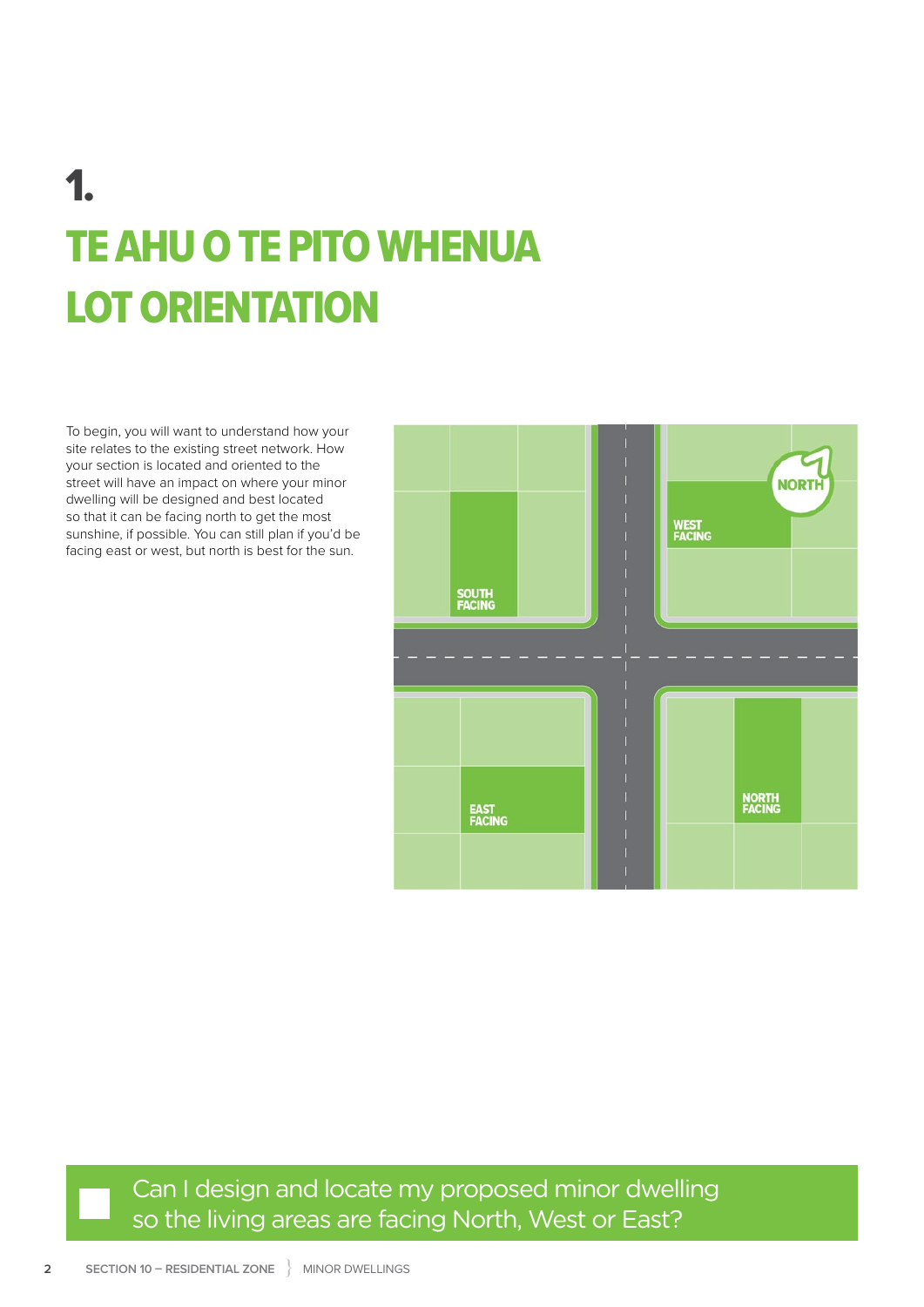# 1.

# TE AHU O TE PITO WHENUA LOT ORIENTATION

To begin, you will want to understand how your site relates to the existing street network. How your section is located and oriented to the street will have an impact on where your minor dwelling will be designed and best located so that it can be facing north to get the most sunshine, if possible. You can still plan if you'd be facing east or west, but north is best for the sun.

NORTH

SOUTH FACING

WEST FACING

EAST FACING

NORTH FACING

- [ ] Can I design and locate my proposed minor dwelling so the living areas are facing North, West or East?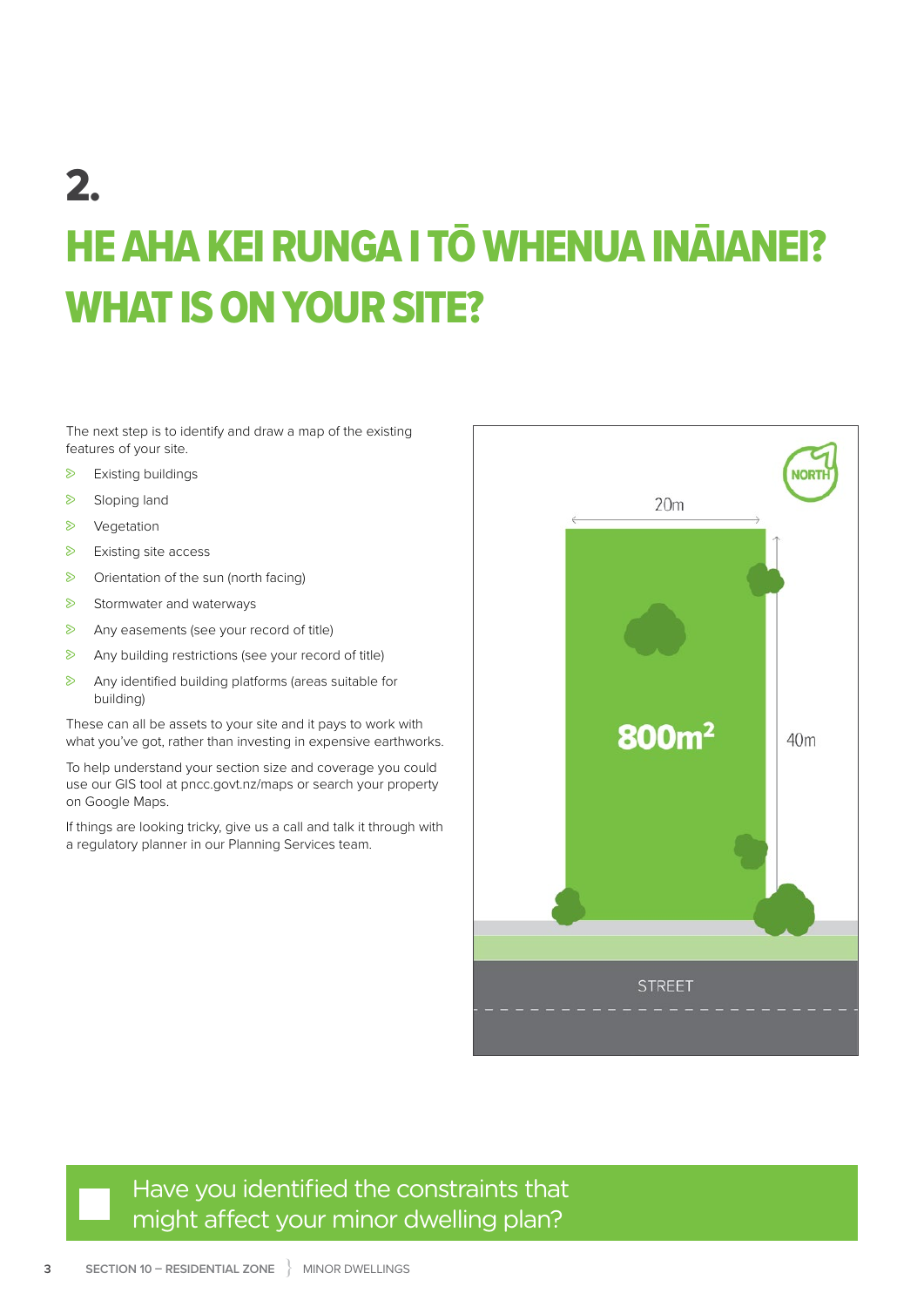# 2.

# HE AHA KEI RUNGA I TŌ WHENUA INĀIANEI? WHAT IS ON YOUR SITE?

The next step is to identify and draw a map of the existing features of your site.

- Existing buildings
- Sloping land
- Vegetation
- Existing site access
- Orientation of the sun (north facing)
- Stormwater and waterways
- Any easements (see your record of title)
- Any building restrictions (see your record of title)
- Any identified building platforms (areas suitable for building)

These can all be assets to your site and it pays to work with what you've got, rather than investing in expensive earthworks.

To help understand your section size and coverage you could use our GIS tool at pncc.govt.nz/maps or search your property on Google Maps.

If things are looking tricky, give us a call and talk it through with a regulatory planner in our Planning Services team.

NORTH

20m

800m²

40m

STREET

☐ Have you identified the constraints that might affect your minor dwelling plan?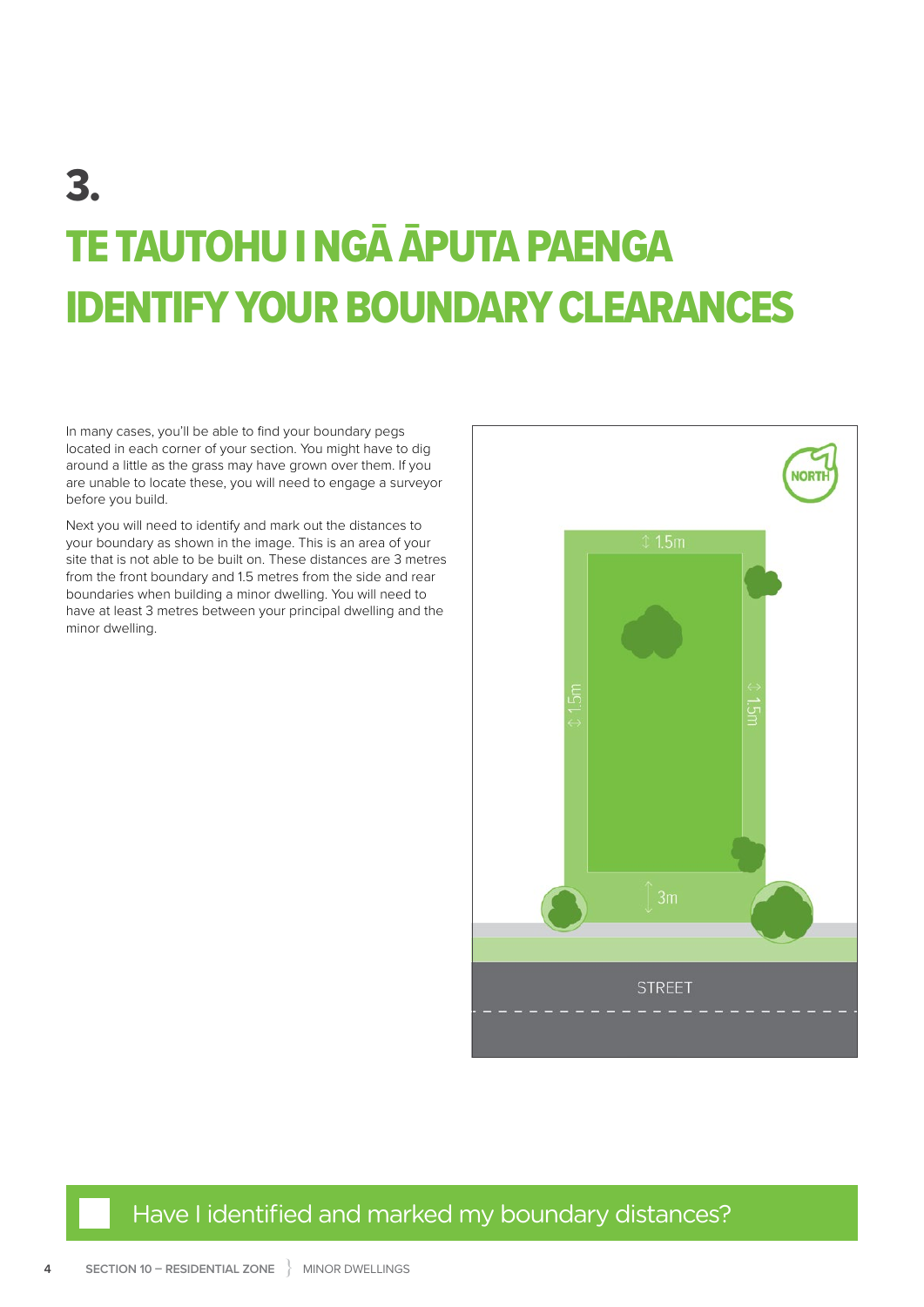# 3.

# TE TAUTOHU I NGĀ ĀPUTA PAENGA
# IDENTIFY YOUR BOUNDARY CLEARANCES

In many cases, you'll be able to find your boundary pegs located in each corner of your section. You might have to dig around a little as the grass may have grown over them. If you are unable to locate these, you will need to engage a surveyor before you build.

Next you will need to identify and mark out the distances to your boundary as shown in the image. This is an area of your site that is not able to be built on. These distances are 3 metres from the front boundary and 1.5 metres from the side and rear boundaries when building a minor dwelling. You will need to have at least 3 metres between your principal dwelling and the minor dwelling.

NORTH

1.5m

1.5m

1.5m

3m

STREET

☐ Have I identified and marked my boundary distances?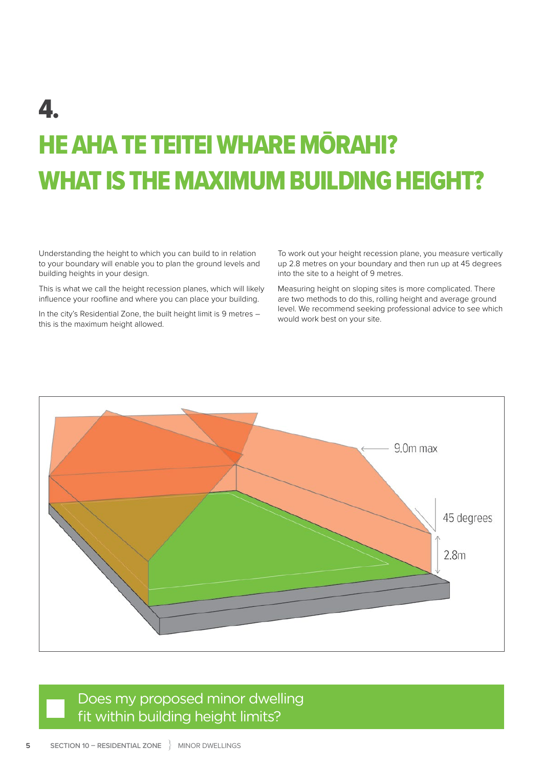# 4.

# HE AHA TE TEITEI WHARE MŌRAHI? WHAT IS THE MAXIMUM BUILDING HEIGHT?

Understanding the height to which you can build to in relation to your boundary will enable you to plan the ground levels and building heights in your design.

This is what we call the height recession planes, which will likely influence your roofline and where you can place your building.

In the city's Residential Zone, the built height limit is 9 metres – this is the maximum height allowed.

To work out your height recession plane, you measure vertically up 2.8 metres on your boundary and then run up at 45 degrees into the site to a height of 9 metres.

Measuring height on sloping sites is more complicated. There are two methods to do this, rolling height and average ground level. We recommend seeking professional advice to see which would work best on your site.

9.0m max

45 degrees

2.8m

- [ ] Does my proposed minor dwelling fit within building height limits?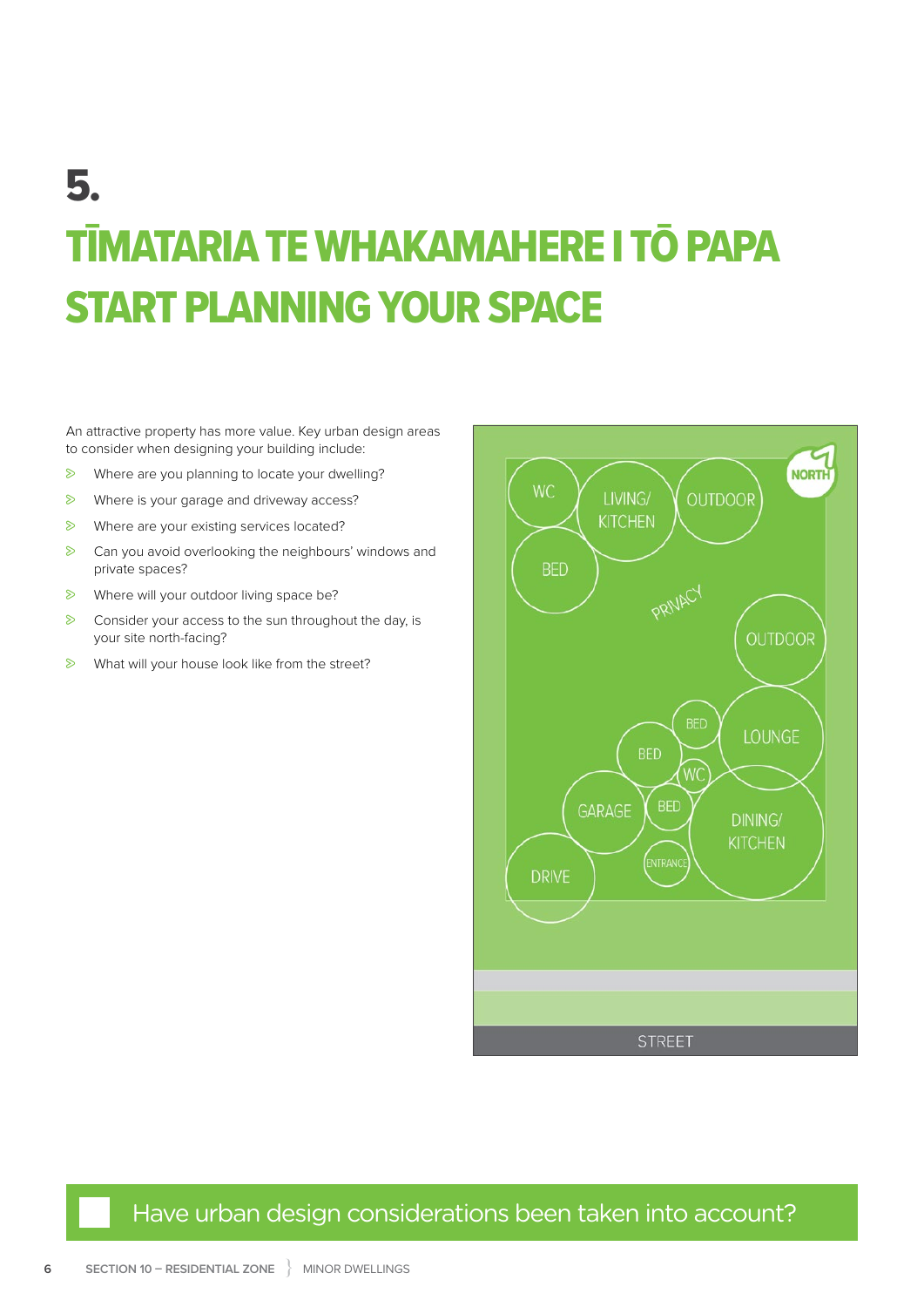# 5.

# TĪMATARIA TE WHAKAMAHERE I TŌ PAPA
# START PLANNING YOUR SPACE

An attractive property has more value. Key urban design areas to consider when designing your building include:

- Where are you planning to locate your dwelling?
- Where is your garage and driveway access?
- Where are your existing services located?
- Can you avoid overlooking the neighbours' windows and private spaces?
- Where will your outdoor living space be?
- Consider your access to the sun throughout the day, is your site north-facing?
- What will your house look like from the street?

NORTH

WC | LIVING/ KITCHEN | OUTDOOR | BED | PRIVACY | OUTDOOR | BED | BED | LOUNGE | WC | GARAGE | BED | DINING/ KITCHEN | DRIVE | ENTRANCE

STREET

Have urban design considerations been taken into account?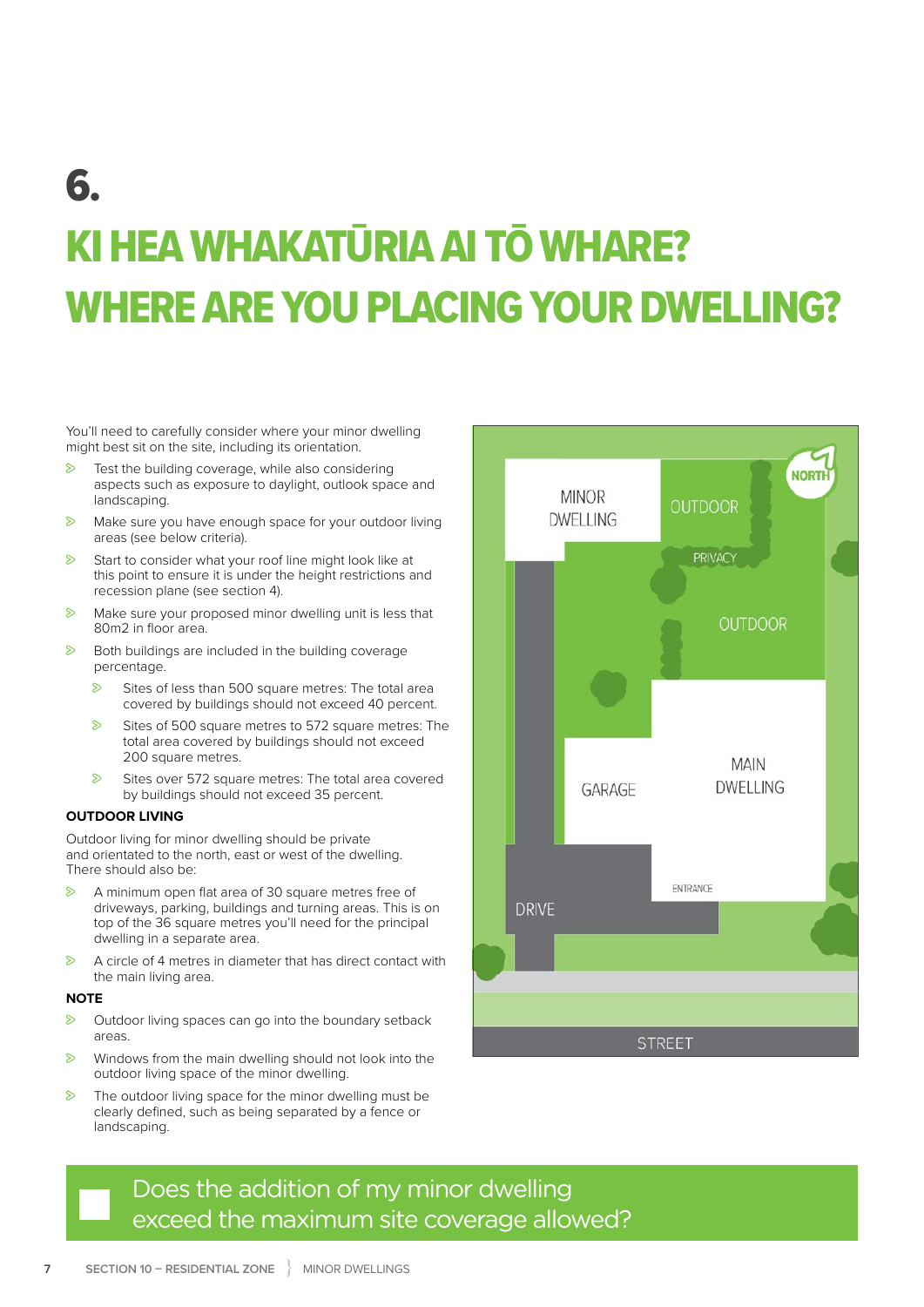# 6.

# KI HEA WHAKATŪRIA AI TŌ WHARE? WHERE ARE YOU PLACING YOUR DWELLING?

You'll need to carefully consider where your minor dwelling might best sit on the site, including its orientation.

- Test the building coverage, while also considering aspects such as exposure to daylight, outlook space and landscaping.
- Make sure you have enough space for your outdoor living areas (see below criteria).
- Start to consider what your roof line might look like at this point to ensure it is under the height restrictions and recession plane (see section 4).
- Make sure your proposed minor dwelling unit is less that 80m2 in floor area.
- Both buildings are included in the building coverage percentage.
  - Sites of less than 500 square metres: The total area covered by buildings should not exceed 40 percent.
  - Sites of 500 square metres to 572 square metres: The total area covered by buildings should not exceed 200 square metres.
  - Sites over 572 square metres: The total area covered by buildings should not exceed 35 percent.

**OUTDOOR LIVING**

Outdoor living for minor dwelling should be private and orientated to the north, east or west of the dwelling. There should also be:

- A minimum open flat area of 30 square metres free of driveways, parking, buildings and turning areas. This is on top of the 36 square metres you'll need for the principal dwelling in a separate area.
- A circle of 4 metres in diameter that has direct contact with the main living area.

**NOTE**

- Outdoor living spaces can go into the boundary setback areas.
- Windows from the main dwelling should not look into the outdoor living space of the minor dwelling.
- The outdoor living space for the minor dwelling must be clearly defined, such as being separated by a fence or landscaping.

MINOR DWELLING | OUTDOOR | NORTH | PRIVACY | OUTDOOR | GARAGE | MAIN DWELLING | ENTRANCE | DRIVE | STREET

☐ Does the addition of my minor dwelling exceed the maximum site coverage allowed?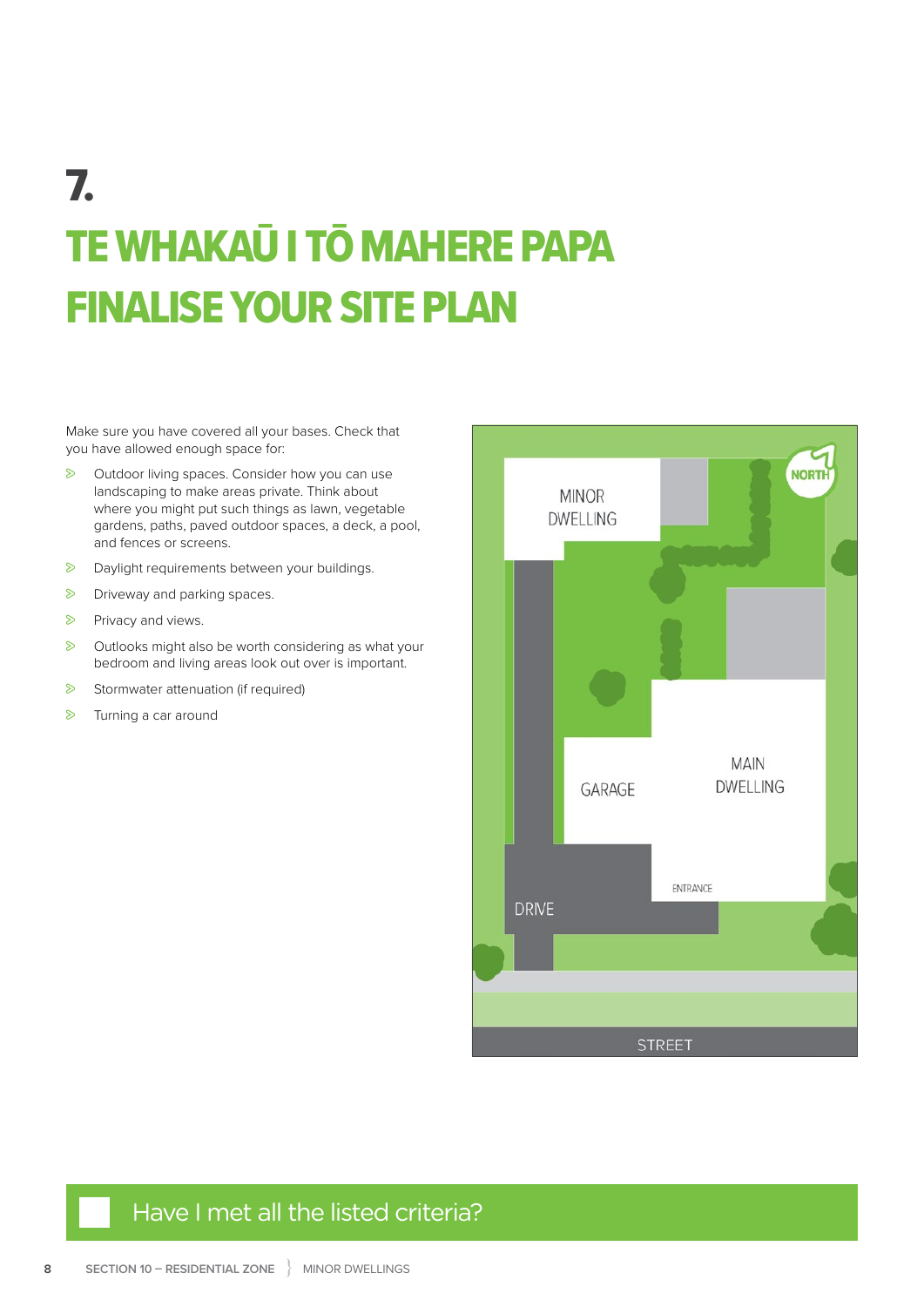# 7.

# TE WHAKAŪ I TŌ MAHERE PAPA
# FINALISE YOUR SITE PLAN

Make sure you have covered all your bases. Check that you have allowed enough space for:

- Outdoor living spaces. Consider how you can use landscaping to make areas private. Think about where you might put such things as lawn, vegetable gardens, paths, paved outdoor spaces, a deck, a pool, and fences or screens.
- Daylight requirements between your buildings.
- Driveway and parking spaces.
- Privacy and views.
- Outlooks might also be worth considering as what your bedroom and living areas look out over is important.
- Stormwater attenuation (if required)
- Turning a car around

MINOR DWELLING

NORTH

GARAGE

MAIN DWELLING

ENTRANCE

DRIVE

STREET

☐ Have I met all the listed criteria?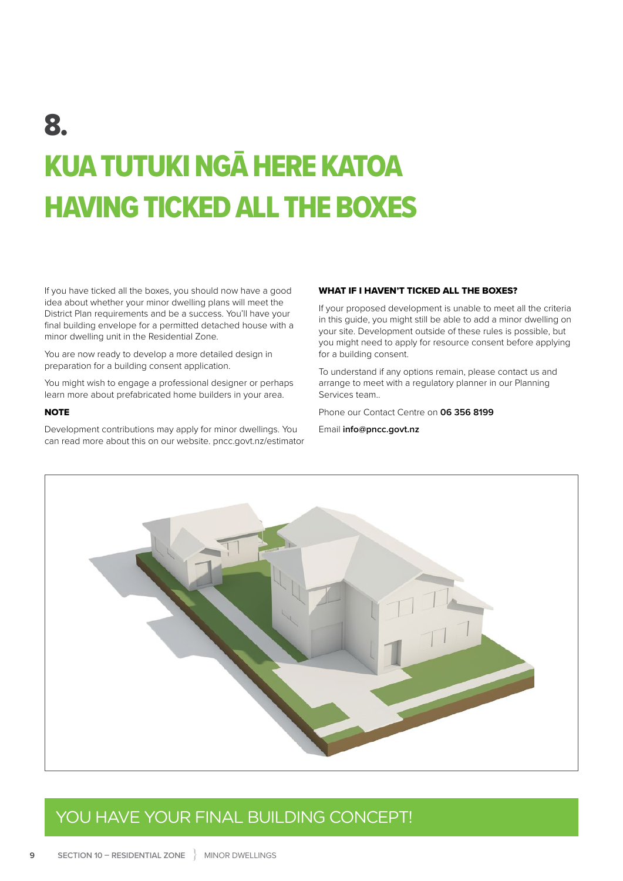# 8.

# KUA TUTUKI NGĀ HERE KATOA HAVING TICKED ALL THE BOXES

If you have ticked all the boxes, you should now have a good idea about whether your minor dwelling plans will meet the District Plan requirements and be a success. You'll have your final building envelope for a permitted detached house with a minor dwelling unit in the Residential Zone.

You are now ready to develop a more detailed design in preparation for a building consent application.

You might wish to engage a professional designer or perhaps learn more about prefabricated home builders in your area.

### NOTE

Development contributions may apply for minor dwellings. You can read more about this on our website. pncc.govt.nz/estimator

### WHAT IF I HAVEN'T TICKED ALL THE BOXES?

If your proposed development is unable to meet all the criteria in this guide, you might still be able to add a minor dwelling on your site. Development outside of these rules is possible, but you might need to apply for resource consent before applying for a building consent.

To understand if any options remain, please contact us and arrange to meet with a regulatory planner in our Planning Services team..

Phone our Contact Centre on **06 356 8199**

Email **info@pncc.govt.nz**

## YOU HAVE YOUR FINAL BUILDING CONCEPT!